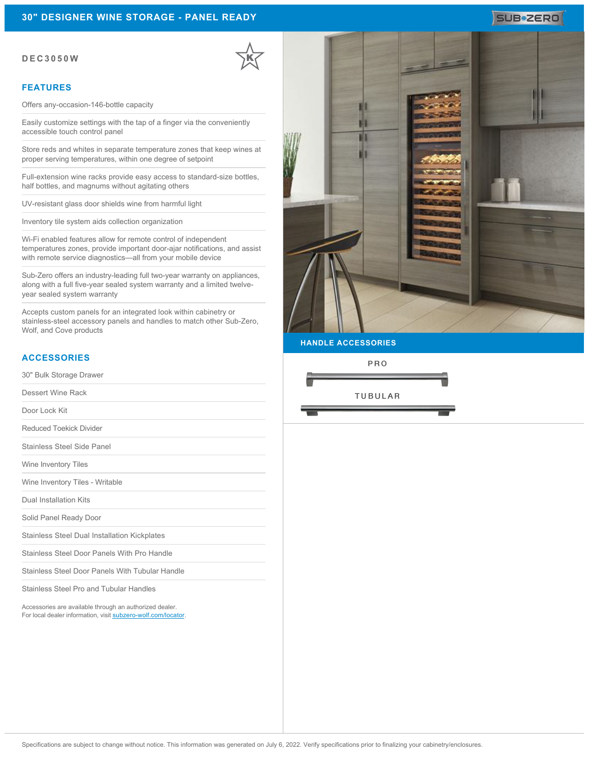# 30" DESIGNER WINE STORAGE - PANEL READY

SUB-ZERO

**DEC3050W**

## FEATURES

- Offers any-occasion-146-bottle capacity
- Easily customize settings with the tap of a finger via the conveniently accessible touch control panel
- Store reds and whites in separate temperature zones that keep wines at proper serving temperatures, within one degree of setpoint
- Full-extension wine racks provide easy access to standard-size bottles, half bottles, and magnums without agitating others
- UV-resistant glass door shields wine from harmful light
- Inventory tile system aids collection organization
- Wi-Fi enabled features allow for remote control of independent temperatures zones, provide important door-ajar notifications, and assist with remote service diagnostics—all from your mobile device
- Sub-Zero offers an industry-leading full two-year warranty on appliances, along with a full five-year sealed system warranty and a limited twelve-year sealed system warranty
- Accepts custom panels for an integrated look within cabinetry or stainless-steel accessory panels and handles to match other Sub-Zero, Wolf, and Cove products

## ACCESSORIES

- 30" Bulk Storage Drawer
- Dessert Wine Rack
- Door Lock Kit
- Reduced Toekick Divider
- Stainless Steel Side Panel
- Wine Inventory Tiles
- Wine Inventory Tiles - Writable
- Dual Installation Kits
- Solid Panel Ready Door
- Stainless Steel Dual Installation Kickplates
- Stainless Steel Door Panels With Pro Handle
- Stainless Steel Door Panels With Tubular Handle
- Stainless Steel Pro and Tubular Handles

Accessories are available through an authorized dealer.
For local dealer information, visit subzero-wolf.com/locator.

## HANDLE ACCESSORIES

PRO

TUBULAR

Specifications are subject to change without notice. This information was generated on July 6, 2022. Verify specifications prior to finalizing your cabinetry/enclosures.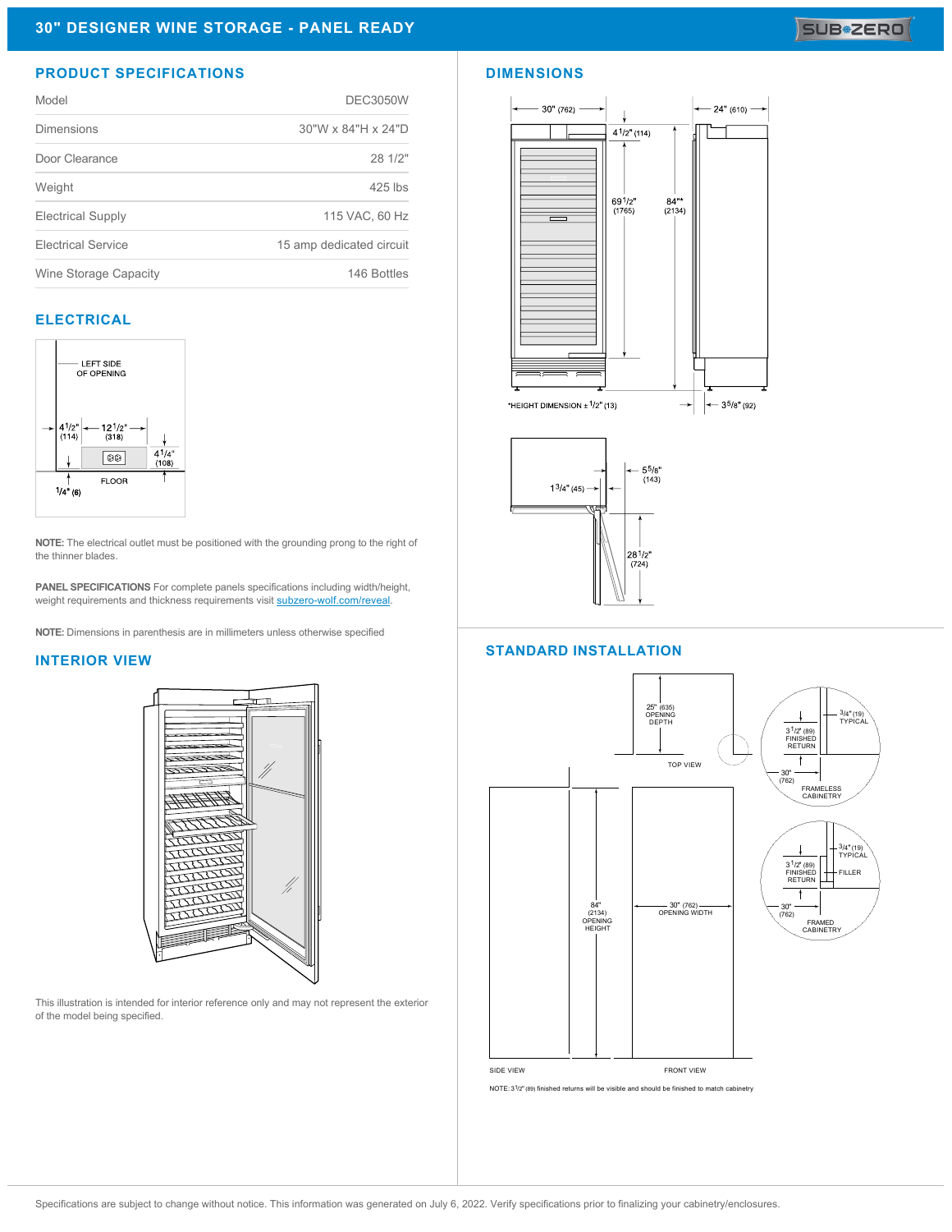# 30" DESIGNER WINE STORAGE - PANEL READY

## PRODUCT SPECIFICATIONS

| | |
|---|---|
| Model | DEC3050W |
| Dimensions | 30"W x 84"H x 24"D |
| Door Clearance | 28 1/2" |
| Weight | 425 lbs |
| Electrical Supply | 115 VAC, 60 Hz |
| Electrical Service | 15 amp dedicated circuit |
| Wine Storage Capacity | 146 Bottles |

## ELECTRICAL

LEFT SIDE OF OPENING

4 1/2" (114)

12 1/2" (318)

4 1/4" (108)

FLOOR

1/4" (6)

**NOTE:** The electrical outlet must be positioned with the grounding prong to the right of the thinner blades.

**PANEL SPECIFICATIONS** For complete panels specifications including width/height, weight requirements and thickness requirements visit subzero-wolf.com/reveal.

**NOTE:** Dimensions in parenthesis are in millimeters unless otherwise specified

## INTERIOR VIEW

This illustration is intended for interior reference only and may not represent the exterior of the model being specified.

## DIMENSIONS

30" (762)

24" (610)

4 1/2" (114)

69 1/2" (1765)

84"* (2134)

*HEIGHT DIMENSION ± 1/2" (13)

3 5/8" (92)

5 5/8" (143)

1 3/4" (45)

28 1/2" (724)

## STANDARD INSTALLATION

25" (635) OPENING DEPTH

TOP VIEW

3/4" (19) TYPICAL

3 1/2" (89) FINISHED RETURN

30" (762)

FRAMELESS CABINETRY

3/4" (19) TYPICAL

3 1/2" (89) FINISHED RETURN

FILLER

30" (762)

FRAMED CABINETRY

84" (2134) OPENING HEIGHT

30" (762) OPENING WIDTH

SIDE VIEW

FRONT VIEW

NOTE: 3 1/2" (89) finished returns will be visible and should be finished to match cabinetry

Specifications are subject to change without notice. This information was generated on July 6, 2022. Verify specifications prior to finalizing your cabinetry/enclosures.